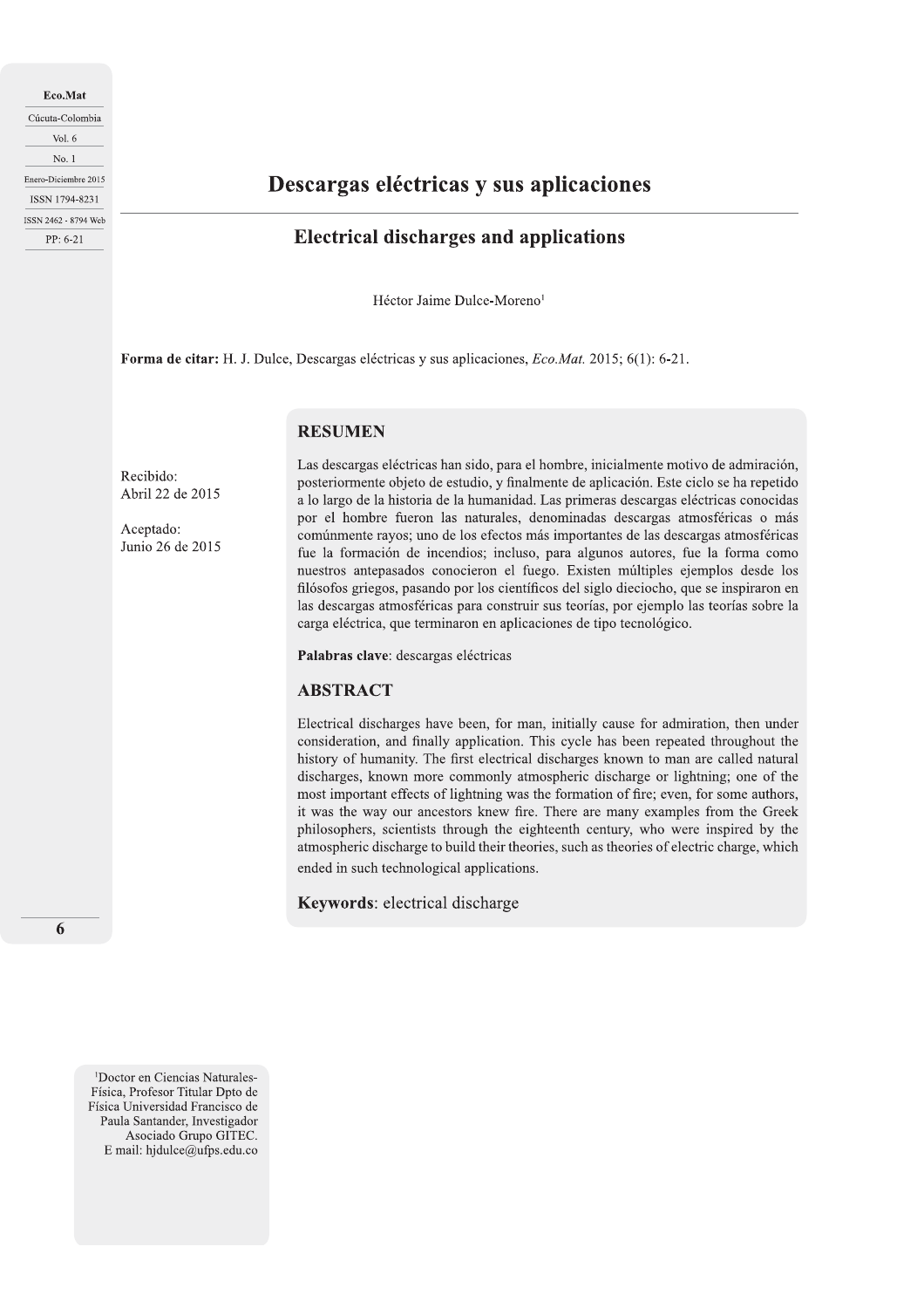# Descargas eléctricas y sus aplicaciones

## Electrical discharges and applications

Héctor Jaime Dulce-Moreno[1]

**Forma de citar:** H. J. Dulce, Descargas eléctricas y sus aplicaciones, *Eco.Mat.* 2015; 6(1): 6-21.

Recibido:
Abril 22 de 2015

Aceptado:
Junio 26 de 2015

### RESUMEN

Las descargas eléctricas han sido, para el hombre, inicialmente motivo de admiración, posteriormente objeto de estudio, y finalmente de aplicación. Este ciclo se ha repetido a lo largo de la historia de la humanidad. Las primeras descargas eléctricas conocidas por el hombre fueron las naturales, denominadas descargas atmosféricas o más comúnmente rayos; uno de los efectos más importantes de las descargas atmosféricas fue la formación de incendios; incluso, para algunos autores, fue la forma como nuestros antepasados conocieron el fuego. Existen múltiples ejemplos desde los filósofos griegos, pasando por los científicos del siglo dieciocho, que se inspiraron en las descargas atmosféricas para construir sus teorías, por ejemplo las teorías sobre la carga eléctrica, que terminaron en aplicaciones de tipo tecnológico.

**Palabras clave**: descargas eléctricas

### ABSTRACT

Electrical discharges have been, for man, initially cause for admiration, then under consideration, and finally application. This cycle has been repeated throughout the history of humanity. The first electrical discharges known to man are called natural discharges, known more commonly atmospheric discharge or lightning; one of the most important effects of lightning was the formation of fire; even, for some authors, it was the way our ancestors knew fire. There are many examples from the Greek philosophers, scientists through the eighteenth century, who were inspired by the atmospheric discharge to build their theories, such as theories of electric charge, which ended in such technological applications.

**Keywords**: electrical discharge

[1] Doctor en Ciencias Naturales-Física, Profesor Titular Dpto de Física Universidad Francisco de Paula Santander, Investigador Asociado Grupo GITEC. E mail: hjdulce@ufps.edu.co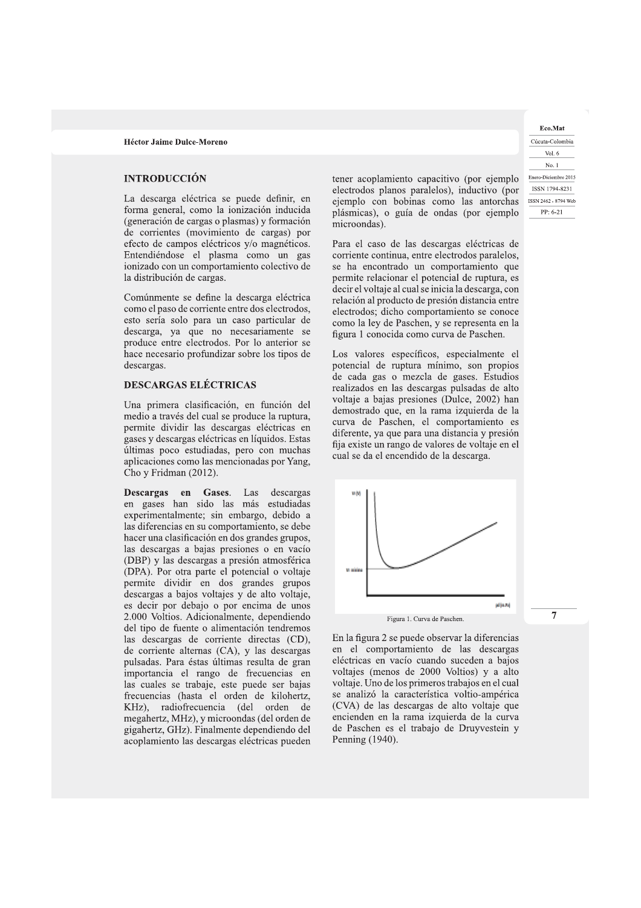## INTRODUCCIÓN

La descarga eléctrica se puede definir, en forma general, como la ionización inducida (generación de cargas o plasmas) y formación de corrientes (movimiento de cargas) por efecto de campos eléctricos y/o magnéticos. Entendiéndose el plasma como un gas ionizado con un comportamiento colectivo de la distribución de cargas.

Comúnmente se define la descarga eléctrica como el paso de corriente entre dos electrodos, esto sería solo para un caso particular de descarga, ya que no necesariamente se produce entre electrodos. Por lo anterior se hace necesario profundizar sobre los tipos de descargas.

## DESCARGAS ELÉCTRICAS

Una primera clasificación, en función del medio a través del cual se produce la ruptura, permite dividir las descargas eléctricas en gases y descargas eléctricas en líquidos. Estas últimas poco estudiadas, pero con muchas aplicaciones como las mencionadas por Yang, Cho y Fridman (2012).

**Descargas en Gases**. Las descargas en gases han sido las más estudiadas experimentalmente; sin embargo, debido a las diferencias en su comportamiento, se debe hacer una clasificación en dos grandes grupos, las descargas a bajas presiones o en vacío (DBP) y las descargas a presión atmosférica (DPA). Por otra parte el potencial o voltaje permite dividir en dos grandes grupos descargas a bajos voltajes y de alto voltaje, es decir por debajo o por encima de unos 2.000 Voltios. Adicionalmente, dependiendo del tipo de fuente o alimentación tendremos las descargas de corriente directas (CD), de corriente alternas (CA), y las descargas pulsadas. Para éstas últimas resulta de gran importancia el rango de frecuencias en las cuales se trabaje, este puede ser bajas frecuencias (hasta el orden de kilohertz, KHz), radiofrecuencia (del orden de megahertz, MHz), y microondas (del orden de gigahertz, GHz). Finalmente dependiendo del acoplamiento las descargas eléctricas pueden tener acoplamiento capacitivo (por ejemplo electrodos planos paralelos), inductivo (por ejemplo con bobinas como las antorchas plásmicas), o guía de ondas (por ejemplo microondas).

Para el caso de las descargas eléctricas de corriente continua, entre electrodos paralelos, se ha encontrado un comportamiento que permite relacionar el potencial de ruptura, es decir el voltaje al cual se inicia la descarga, con relación al producto de presión distancia entre electrodos; dicho comportamiento se conoce como la ley de Paschen, y se representa en la figura 1 conocida como curva de Paschen.

Los valores específicos, especialmente el potencial de ruptura mínimo, son propios de cada gas o mezcla de gases. Estudios realizados en las descargas pulsadas de alto voltaje a bajas presiones (Dulce, 2002) han demostrado que, en la rama izquierda de la curva de Paschen, el comportamiento es diferente, ya que para una distancia y presión fija existe un rango de valores de voltaje en el cual se da el encendido de la descarga.

Figura 1. Curva de Paschen.

En la figura 2 se puede observar la diferencias en el comportamiento de las descargas eléctricas en vacío cuando suceden a bajos voltajes (menos de 2000 Voltios) y a alto voltaje. Uno de los primeros trabajos en el cual se analizó la característica voltio-ampérica (CVA) de las descargas de alto voltaje que encienden en la rama izquierda de la curva de Paschen es el trabajo de Druyvestein y Penning (1940).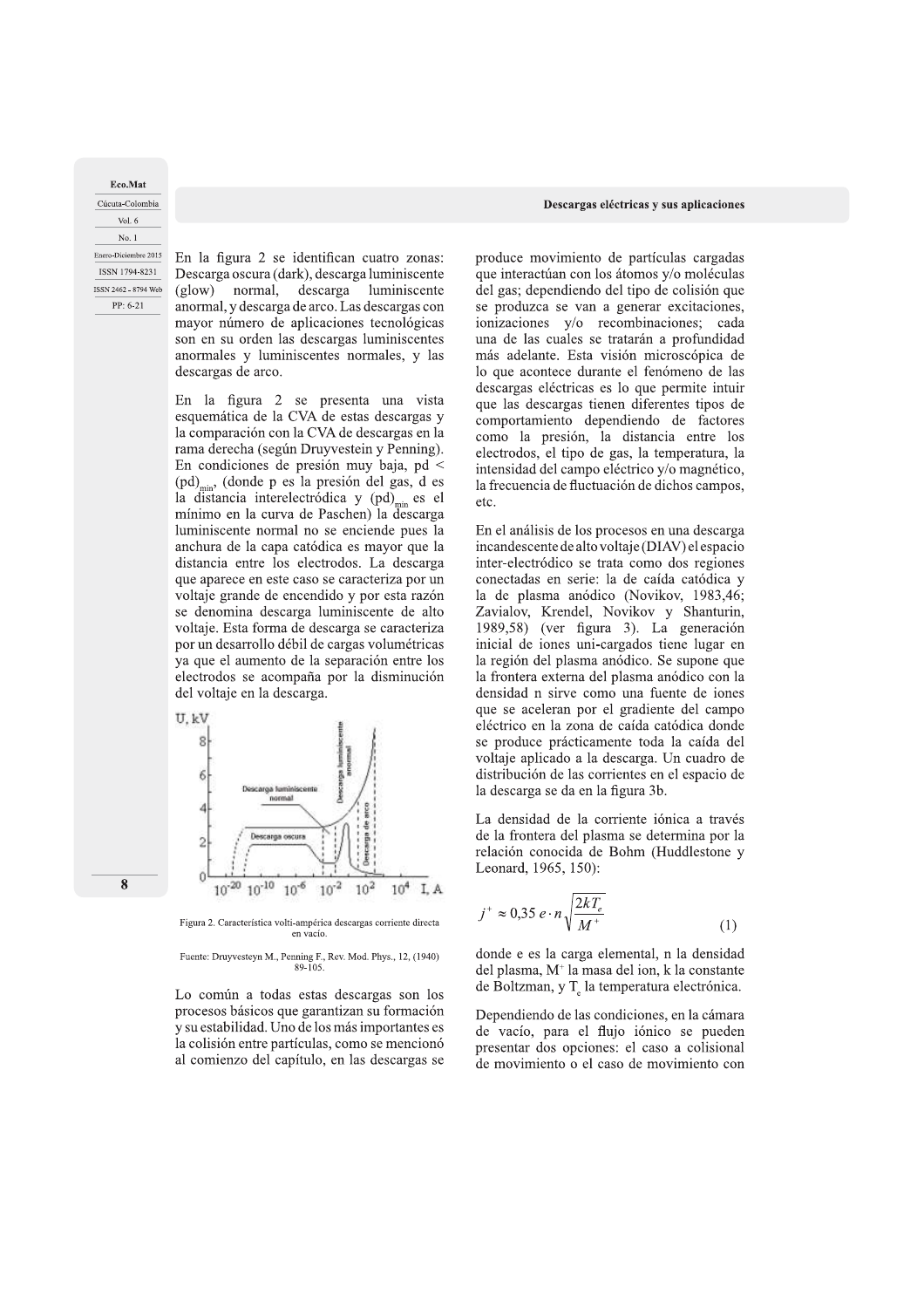En la figura 2 se identifican cuatro zonas: Descarga oscura (dark), descarga luminiscente (glow) normal, descarga luminiscente anormal, y descarga de arco. Las descargas con mayor número de aplicaciones tecnológicas son en su orden las descargas luminiscentes anormales y luminiscentes normales, y las descargas de arco.

En la figura 2 se presenta una vista esquemática de la CVA de estas descargas y la comparación con la CVA de descargas en la rama derecha (según Druyvestein y Penning). En condiciones de presión muy baja, $pd < (pd)_{min}$, (donde p es la presión del gas, d es la distancia interelectródica y $(pd)_{min}$ es el mínimo en la curva de Paschen) la descarga luminiscente normal no se enciende pues la anchura de la capa catódica es mayor que la distancia entre los electrodos. La descarga que aparece en este caso se caracteriza por un voltaje grande de encendido y por esta razón se denomina descarga luminiscente de alto voltaje. Esta forma de descarga se caracteriza por un desarrollo débil de cargas volumétricas ya que el aumento de la separación entre los electrodos se acompaña por la disminución del voltaje en la descarga.

Figura 2. Característica volti-ampérica descargas corriente directa en vacío.

Fuente: Druyvesteyn M., Penning F., Rev. Mod. Phys., 12, (1940) 89-105.

Lo común a todas estas descargas son los procesos básicos que garantizan su formación y su estabilidad. Uno de los más importantes es la colisión entre partículas, como se mencionó al comienzo del capítulo, en las descargas se produce movimiento de partículas cargadas que interactúan con los átomos y/o moléculas del gas; dependiendo del tipo de colisión que se produzca se van a generar excitaciones, ionizaciones y/o recombinaciones; cada una de las cuales se tratarán a profundidad más adelante. Esta visión microscópica de lo que acontece durante el fenómeno de las descargas eléctricas es lo que permite intuir que las descargas tienen diferentes tipos de comportamiento dependiendo de factores como la presión, la distancia entre los electrodos, el tipo de gas, la temperatura, la intensidad del campo eléctrico y/o magnético, la frecuencia de fluctuación de dichos campos, etc.

En el análisis de los procesos en una descarga incandescente de alto voltaje (DIAV) el espacio inter-electródico se trata como dos regiones conectadas en serie: la de caída catódica y la de plasma anódico (Novikov, 1983,46; Zavialov, Krendel, Novikov y Shanturin, 1989,58) (ver figura 3). La generación inicial de iones uni-cargados tiene lugar en la región del plasma anódico. Se supone que la frontera externa del plasma anódico con la densidad n sirve como una fuente de iones que se aceleran por el gradiente del campo eléctrico en la zona de caída catódica donde se produce prácticamente toda la caída del voltaje aplicado a la descarga. Un cuadro de distribución de las corrientes en el espacio de la descarga se da en la figura 3b.

La densidad de la corriente iónica a través de la frontera del plasma se determina por la relación conocida de Bohm (Huddlestone y Leonard, 1965, 150):

$$j^{+} \approx 0{,}35\, e \cdot n \sqrt{\frac{2kT_e}{M^{+}}} \qquad (1)$$

donde e es la carga elemental, n la densidad del plasma, $M^{+}$ la masa del ion, k la constante de Boltzman, y $T_e$ la temperatura electrónica.

Dependiendo de las condiciones, en la cámara de vacío, para el flujo iónico se pueden presentar dos opciones: el caso a colisional de movimiento o el caso de movimiento con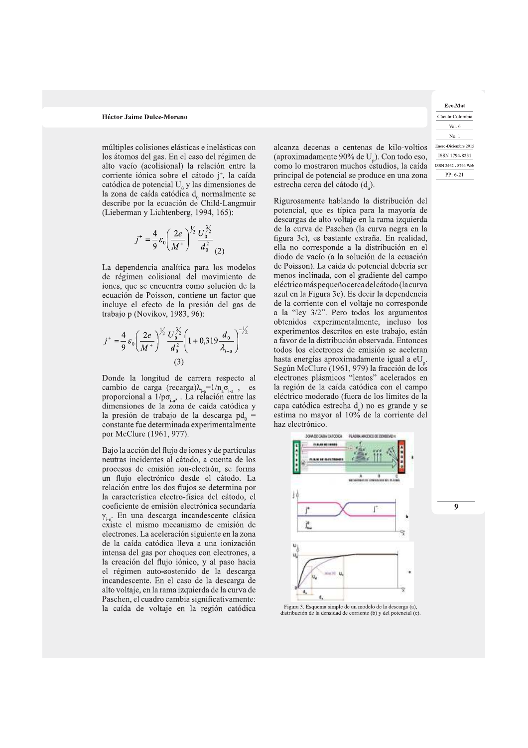múltiples colisiones elásticas e inelásticas con los átomos del gas. En el caso del régimen de alto vacío (acolisional) la relación entre la corriente iónica sobre el cátodo $j^{-}$, la caída catódica de potencial $U_0$ y las dimensiones de la zona de caída catódica $d_0$ normalmente se describe por la ecuación de Child-Langmuir (Lieberman y Lichtenberg, 1994, 165):

$$j^{+} = \frac{4}{9}\varepsilon_0 \left(\frac{2e}{M^{+}}\right)^{\frac{1}{2}} \frac{U_0^{\frac{3}{2}}}{d_0^2} \quad (2)$$

La dependencia analítica para los modelos de régimen colisional del movimiento de iones, que se encuentra como solución de la ecuación de Poisson, contiene un factor que incluye el efecto de la presión del gas de trabajo p (Novikov, 1983, 96):

$$j^{+} = \frac{4}{9}\varepsilon_0 \left(\frac{2e}{M^{+}}\right)^{\frac{1}{2}} \frac{U_0^{\frac{3}{2}}}{d_0^2} \left(1 + 0{,}319\frac{d_0}{\lambda_{i-a}}\right)^{-\frac{1}{2}} \quad (3)$$

Donde la longitud de carrera respecto al cambio de carga (recarga)$\lambda_{i-a}=1/n_a\sigma_{i-a}$ , es proporcional a $1/p\sigma_{i-a}$, . La relación entre las dimensiones de la zona de caída catódica y la presión de trabajo de la descarga $pd_0$ = constante fue determinada experimentalmente por McClure (1961, 977).

Bajo la acción del flujo de iones y de partículas neutras incidentes al cátodo, a cuenta de los procesos de emisión ion-electrón, se forma un flujo electrónico desde el cátodo. La relación entre los dos flujos se determina por la característica electro-física del cátodo, el coeficiente de emisión electrónica secundaría $\gamma_{i-e}$. En una descarga incandescente clásica existe el mismo mecanismo de emisión de electrones. La aceleración siguiente en la zona de la caída catódica lleva a una ionización intensa del gas por choques con electrones, a la creación del flujo iónico, y al paso hacia el régimen auto-sostenido de la descarga incandescente. En el caso de la descarga de alto voltaje, en la rama izquierda de la curva de Paschen, el cuadro cambia significativamente: la caída de voltaje en la región catódica alcanza decenas o centenas de kilo-voltios (aproximadamente 90% de $U_p$). Con todo eso, como lo mostraron muchos estudios, la caída principal de potencial se produce en una zona estrecha cerca del cátodo ($d_u$).

Rigurosamente hablando la distribución del potencial, que es típica para la mayoría de descargas de alto voltaje en la rama izquierda de la curva de Paschen (la curva negra en la figura 3c), es bastante extraña. En realidad, ella no corresponde a la distribución en el diodo de vacío (a la solución de la ecuación de Poisson). La caída de potencial debería ser menos inclinada, con el gradiente del campo eléctrico más pequeño cerca del cátodo (la curva azul en la Figura 3c). Es decir la dependencia de la corriente con el voltaje no corresponde a la "ley 3/2". Pero todos los argumentos obtenidos experimentalmente, incluso los experimentos descritos en este trabajo, están a favor de la distribución observada. Entonces todos los electrones de emisión se aceleran hasta energías aproximadamente igual a $eU_p$. Según McClure (1961, 979) la fracción de los electrones plásmicos "lentos" acelerados en la región de la caída catódica con el campo eléctrico moderado (fuera de los límites de la capa catódica estrecha $d_u$) no es grande y se estima no mayor al 10% de la corriente del haz electrónico.

Figura 3. Esquema simple de un modelo de la descarga (a), distribución de la densidad de corriente (b) y del potencial (c).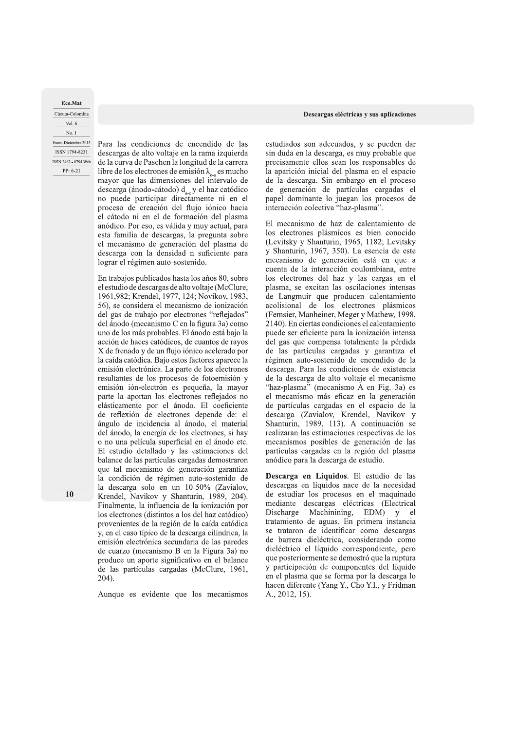Para las condiciones de encendido de las descargas de alto voltaje en la rama izquierda de la curva de Paschen la longitud de la carrera libre de los electrones de emisión $\lambda_{e-a}$ es mucho mayor que las dimensiones del intervalo de descarga (ánodo-cátodo) $d_{a-c}$ y el haz catódico no puede participar directamente ni en el proceso de creación del flujo iónico hacia el cátodo ni en el de formación del plasma anódico. Por eso, es válida y muy actual, para esta familia de descargas, la pregunta sobre el mecanismo de generación del plasma de descarga con la densidad n suficiente para lograr el régimen auto-sostenido.

En trabajos publicados hasta los años 80, sobre el estudio de descargas de alto voltaje (McClure, 1961,982; Krendel, 1977, 124; Novikov, 1983, 56), se considera el mecanismo de ionización del gas de trabajo por electrones "reflejados" del ánodo (mecanismo C en la figura 3a) como uno de los más probables. El ánodo está bajo la acción de haces catódicos, de cuantos de rayos X de frenado y de un flujo iónico acelerado por la caída catódica. Bajo estos factores aparece la emisión electrónica. La parte de los electrones resultantes de los procesos de fotoemisión y emisión ión-electrón es pequeña, la mayor parte la aportan los electrones reflejados no elásticamente por el ánodo. El coeficiente de reflexión de electrones depende de: el ángulo de incidencia al ánodo, el material del ánodo, la energía de los electrones, si hay o no una película superficial en el ánodo etc. El estudio detallado y las estimaciones del balance de las partículas cargadas demostraron que tal mecanismo de generación garantiza la condición de régimen auto-sostenido de la descarga solo en un 10-50% (Zavialov, Krendel, Navikov y Shanturin, 1989, 204). Finalmente, la influencia de la ionización por los electrones (distintos a los del haz catódico) provenientes de la región de la caída catódica y, en el caso típico de la descarga cilíndrica, la emisión electrónica secundaria de las paredes de cuarzo (mecanismo B en la Figura 3a) no produce un aporte significativo en el balance de las partículas cargadas (McClure, 1961, 204).

Aunque es evidente que los mecanismos estudiados son adecuados, y se pueden dar sin duda en la descarga, es muy probable que precisamente ellos sean los responsables de la aparición inicial del plasma en el espacio de la descarga. Sin embargo en el proceso de generación de partículas cargadas el papel dominante lo juegan los procesos de interacción colectiva "haz-plasma".

El mecanismo de haz de calentamiento de los electrones plásmicos es bien conocido (Levitsky y Shanturin, 1965, 1182; Levitsky y Shanturin, 1967, 350). La esencia de este mecanismo de generación está en que a cuenta de la interacción coulombiana, entre los electrones del haz y las cargas en el plasma, se excitan las oscilaciones intensas de Langmuir que producen calentamiento acolisional de los electrones plásmicos (Femsier, Manheiner, Meger y Mathew, 1998, 2140). En ciertas condiciones el calentamiento puede ser eficiente para la ionización intensa del gas que compensa totalmente la pérdida de las partículas cargadas y garantiza el régimen auto-sostenido de encendido de la descarga. Para las condiciones de existencia de la descarga de alto voltaje el mecanismo "haz-plasma" (mecanismo A en Fig. 3a) es el mecanismo más eficaz en la generación de partículas cargadas en el espacio de la descarga (Zavialov, Krendel, Navikov y Shanturin, 1989, 113). A continuación se realizaran las estimaciones respectivas de los mecanismos posibles de generación de las partículas cargadas en la región del plasma anódico para la descarga de estudio.

**Descarga en Líquidos**. El estudio de las descargas en líquidos nace de la necesidad de estudiar los procesos en el maquinado mediante descargas eléctricas (Electrical Discharge Machinining, EDM) y el tratamiento de aguas. En primera instancia se trataron de identificar como descargas de barrera dieléctrica, considerando como dieléctrico el líquido correspondiente, pero que posteriormente se demostró que la ruptura y participación de componentes del líquido en el plasma que se forma por la descarga lo hacen diferente (Yang Y., Cho Y.I., y Fridman A., 2012, 15).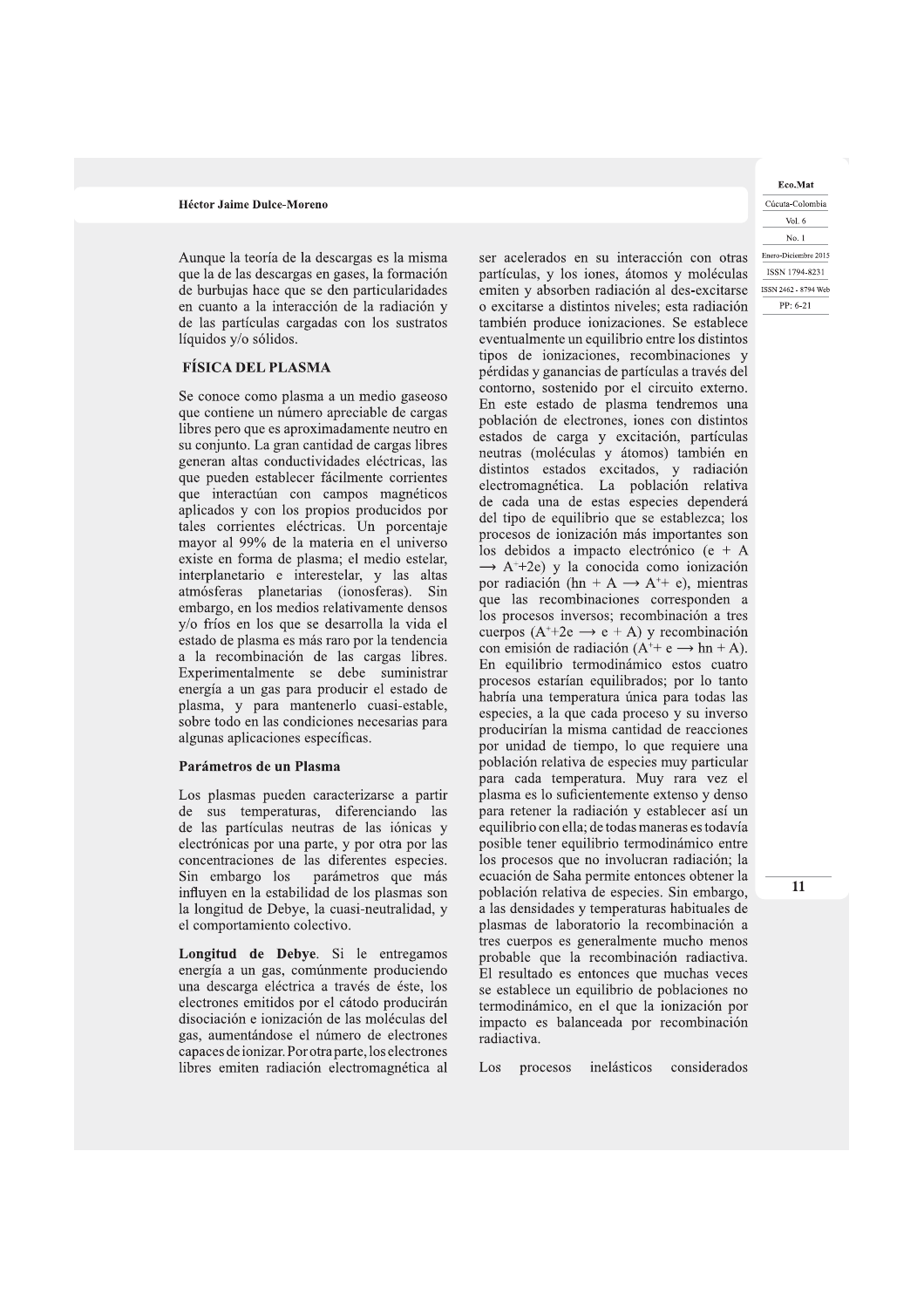Aunque la teoría de la descargas es la misma que la de las descargas en gases, la formación de burbujas hace que se den particularidades en cuanto a la interacción de la radiación y de las partículas cargadas con los sustratos líquidos y/o sólidos.

## FÍSICA DEL PLASMA

Se conoce como plasma a un medio gaseoso que contiene un número apreciable de cargas libres pero que es aproximadamente neutro en su conjunto. La gran cantidad de cargas libres generan altas conductividades eléctricas, las que pueden establecer fácilmente corrientes que interactúan con campos magnéticos aplicados y con los propios producidos por tales corrientes eléctricas. Un porcentaje mayor al 99% de la materia en el universo existe en forma de plasma; el medio estelar, interplanetario e interestelar, y las altas atmósferas planetarias (ionosferas). Sin embargo, en los medios relativamente densos y/o fríos en los que se desarrolla la vida el estado de plasma es más raro por la tendencia a la recombinación de las cargas libres. Experimentalmente se debe suministrar energía a un gas para producir el estado de plasma, y para mantenerlo cuasi-estable, sobre todo en las condiciones necesarias para algunas aplicaciones específicas.

### Parámetros de un Plasma

Los plasmas pueden caracterizarse a partir de sus temperaturas, diferenciando las de las partículas neutras de las iónicas y electrónicas por una parte, y por otra por las concentraciones de las diferentes especies. Sin embargo los parámetros que más influyen en la estabilidad de los plasmas son la longitud de Debye, la cuasi-neutralidad, y el comportamiento colectivo.

**Longitud de Debye**. Si le entregamos energía a un gas, comúnmente produciendo una descarga eléctrica a través de éste, los electrones emitidos por el cátodo producirán disociación e ionización de las moléculas del gas, aumentándose el número de electrones capaces de ionizar. Por otra parte, los electrones libres emiten radiación electromagnética al ser acelerados en su interacción con otras partículas, y los iones, átomos y moléculas emiten y absorben radiación al des-excitarse o excitarse a distintos niveles; esta radiación también produce ionizaciones. Se establece eventualmente un equilibrio entre los distintos tipos de ionizaciones, recombinaciones y pérdidas y ganancias de partículas a través del contorno, sostenido por el circuito externo. En este estado de plasma tendremos una población de electrones, iones con distintos estados de carga y excitación, partículas neutras (moléculas y átomos) también en distintos estados excitados, y radiación electromagnética. La población relativa de cada una de estas especies dependerá del tipo de equilibrio que se establezca; los procesos de ionización más importantes son los debidos a impacto electrónico ($e + A \longrightarrow A^{+} + 2e$) y la conocida como ionización por radiación ($hn + A \longrightarrow A^{+} + e$), mientras que las recombinaciones corresponden a los procesos inversos; recombinación a tres cuerpos ($A^{+} + 2e \longrightarrow e + A$) y recombinación con emisión de radiación ($A^{+} + e \longrightarrow hn + A$). En equilibrio termodinámico estos cuatro procesos estarían equilibrados; por lo tanto habría una temperatura única para todas las especies, a la que cada proceso y su inverso producirían la misma cantidad de reacciones por unidad de tiempo, lo que requiere una población relativa de especies muy particular para cada temperatura. Muy rara vez el plasma es lo suficientemente extenso y denso para retener la radiación y establecer así un equilibrio con ella; de todas maneras es todavía posible tener equilibrio termodinámico entre los procesos que no involucran radiación; la ecuación de Saha permite entonces obtener la población relativa de especies. Sin embargo, a las densidades y temperaturas habituales de plasmas de laboratorio la recombinación a tres cuerpos es generalmente mucho menos probable que la recombinación radiactiva. El resultado es entonces que muchas veces se establece un equilibrio de poblaciones no termodinámico, en el que la ionización por impacto es balanceada por recombinación radiactiva.

Los procesos inelásticos considerados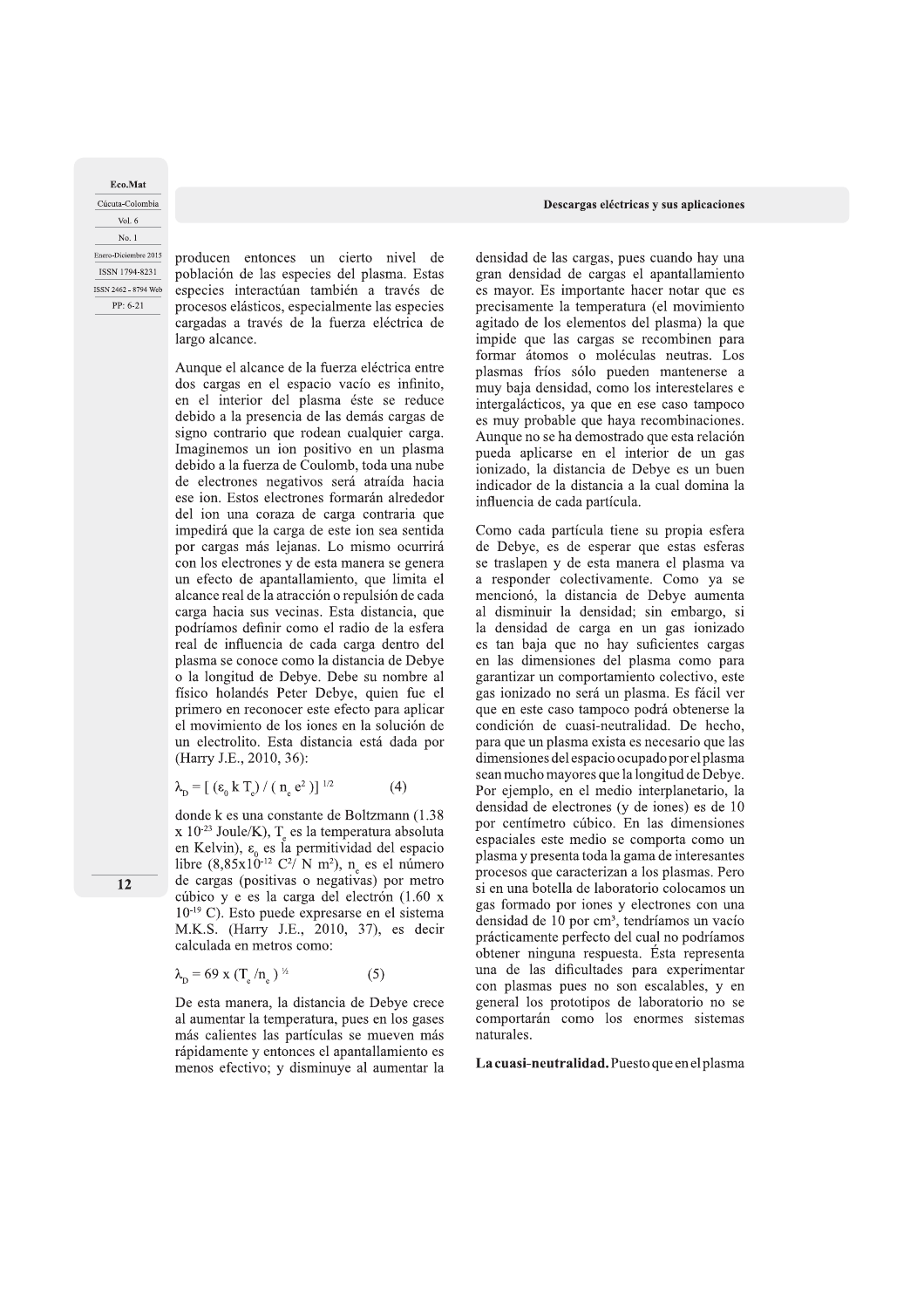producen entonces un cierto nivel de población de las especies del plasma. Estas especies interactúan también a través de procesos elásticos, especialmente las especies cargadas a través de la fuerza eléctrica de largo alcance.

Aunque el alcance de la fuerza eléctrica entre dos cargas en el espacio vacío es infinito, en el interior del plasma éste se reduce debido a la presencia de las demás cargas de signo contrario que rodean cualquier carga. Imaginemos un ion positivo en un plasma debido a la fuerza de Coulomb, toda una nube de electrones negativos será atraída hacia ese ion. Estos electrones formarán alrededor del ion una coraza de carga contraria que impedirá que la carga de este ion sea sentida por cargas más lejanas. Lo mismo ocurrirá con los electrones y de esta manera se genera un efecto de apantallamiento, que limita el alcance real de la atracción o repulsión de cada carga hacia sus vecinas. Esta distancia, que podríamos definir como el radio de la esfera real de influencia de cada carga dentro del plasma se conoce como la distancia de Debye o la longitud de Debye. Debe su nombre al físico holandés Peter Debye, quien fue el primero en reconocer este efecto para aplicar el movimiento de los iones en la solución de un electrolito. Esta distancia está dada por (Harry J.E., 2010, 36):

$$\lambda_D = [ (\varepsilon_0 k T_e) / ( n_e e^2 )]^{1/2} \qquad (4)$$

donde k es una constante de Boltzmann (1.38 x $10^{-23}$ Joule/K), $T_e$ es la temperatura absoluta en Kelvin), $\varepsilon_0$ es la permitividad del espacio libre ($8{,}85 \times 10^{-12}$ $C^2/N\ m^2$), $n_e$ es el número de cargas (positivas o negativas) por metro cúbico y e es la carga del electrón (1.60 x $10^{-19}$ C). Esto puede expresarse en el sistema M.K.S. (Harry J.E., 2010, 37), es decir calculada en metros como:

$$\lambda_D = 69 \times (T_e / n_e)^{1/2} \qquad (5)$$

De esta manera, la distancia de Debye crece al aumentar la temperatura, pues en los gases más calientes las partículas se mueven más rápidamente y entonces el apantallamiento es menos efectivo; y disminuye al aumentar la densidad de las cargas, pues cuando hay una gran densidad de cargas el apantallamiento es mayor. Es importante hacer notar que es precisamente la temperatura (el movimiento agitado de los elementos del plasma) la que impide que las cargas se recombinen para formar átomos o moléculas neutras. Los plasmas fríos sólo pueden mantenerse a muy baja densidad, como los interestelares e intergalácticos, ya que en ese caso tampoco es muy probable que haya recombinaciones. Aunque no se ha demostrado que esta relación pueda aplicarse en el interior de un gas ionizado, la distancia de Debye es un buen indicador de la distancia a la cual domina la influencia de cada partícula.

Como cada partícula tiene su propia esfera de Debye, es de esperar que estas esferas se traslapen y de esta manera el plasma va a responder colectivamente. Como ya se mencionó, la distancia de Debye aumenta al disminuir la densidad; sin embargo, si la densidad de carga en un gas ionizado es tan baja que no hay suficientes cargas en las dimensiones del plasma como para garantizar un comportamiento colectivo, este gas ionizado no será un plasma. Es fácil ver que en este caso tampoco podrá obtenerse la condición de cuasi-neutralidad. De hecho, para que un plasma exista es necesario que las dimensiones del espacio ocupado por el plasma sean mucho mayores que la longitud de Debye. Por ejemplo, en el medio interplanetario, la densidad de electrones (y de iones) es de 10 por centímetro cúbico. En las dimensiones espaciales este medio se comporta como un plasma y presenta toda la gama de interesantes procesos que caracterizan a los plasmas. Pero si en una botella de laboratorio colocamos un gas formado por iones y electrones con una densidad de 10 por $cm^3$, tendríamos un vacío prácticamente perfecto del cual no podríamos obtener ninguna respuesta. Ésta representa una de las dificultades para experimentar con plasmas pues no son escalables, y en general los prototipos de laboratorio no se comportarán como los enormes sistemas naturales.

**La cuasi-neutralidad.** Puesto que en el plasma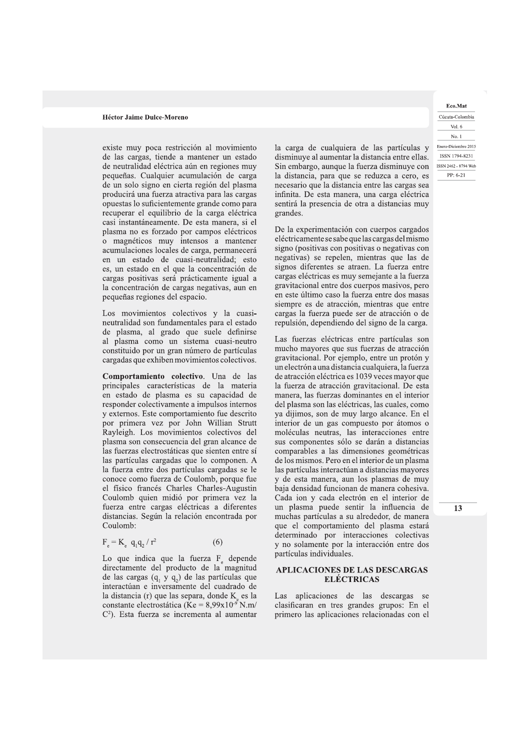existe muy poca restricción al movimiento de las cargas, tiende a mantener un estado de neutralidad eléctrica aún en regiones muy pequeñas. Cualquier acumulación de carga de un solo signo en cierta región del plasma producirá una fuerza atractiva para las cargas opuestas lo suficientemente grande como para recuperar el equilibrio de la carga eléctrica casi instantáneamente. De esta manera, si el plasma no es forzado por campos eléctricos o magnéticos muy intensos a mantener acumulaciones locales de carga, permanecerá en un estado de cuasi-neutralidad; esto es, un estado en el que la concentración de cargas positivas será prácticamente igual a la concentración de cargas negativas, aun en pequeñas regiones del espacio.

Los movimientos colectivos y la cuasi-neutralidad son fundamentales para el estado de plasma, al grado que suele definirse al plasma como un sistema cuasi-neutro constituido por un gran número de partículas cargadas que exhiben movimientos colectivos.

**Comportamiento colectivo**. Una de las principales características de la materia en estado de plasma es su capacidad de responder colectivamente a impulsos internos y externos. Este comportamiento fue descrito por primera vez por John Willian Strutt Rayleigh. Los movimientos colectivos del plasma son consecuencia del gran alcance de las fuerzas electrostáticas que sienten entre sí las partículas cargadas que lo componen. A la fuerza entre dos partículas cargadas se le conoce como fuerza de Coulomb, porque fue el físico francés Charles Charles-Augustin Coulomb quien midió por primera vez la fuerza entre cargas eléctricas a diferentes distancias. Según la relación encontrada por Coulomb:

$$F_e = K_e \; q_1 q_2 / r^2 \qquad (6)$$

Lo que indica que la fuerza $F_e$ depende directamente del producto de la magnitud de las cargas ($q_1$ y $q_2$) de las partículas que interactúan e inversamente del cuadrado de la distancia (r) que las separa, donde $K_e$ es la constante electrostática ($Ke = 8{,}99 \times 10^{-9}$ N.m/C²). Esta fuerza se incrementa al aumentar la carga de cualquiera de las partículas y disminuye al aumentar la distancia entre ellas. Sin embargo, aunque la fuerza disminuye con la distancia, para que se reduzca a cero, es necesario que la distancia entre las cargas sea infinita. De esta manera, una carga eléctrica sentirá la presencia de otra a distancias muy grandes.

De la experimentación con cuerpos cargados eléctricamente se sabe que las cargas del mismo signo (positivas con positivas o negativas con negativas) se repelen, mientras que las de signos diferentes se atraen. La fuerza entre cargas eléctricas es muy semejante a la fuerza gravitacional entre dos cuerpos masivos, pero en este último caso la fuerza entre dos masas siempre es de atracción, mientras que entre cargas la fuerza puede ser de atracción o de repulsión, dependiendo del signo de la carga.

Las fuerzas eléctricas entre partículas son mucho mayores que sus fuerzas de atracción gravitacional. Por ejemplo, entre un protón y un electrón a una distancia cualquiera, la fuerza de atracción eléctrica es 1039 veces mayor que la fuerza de atracción gravitacional. De esta manera, las fuerzas dominantes en el interior del plasma son las eléctricas, las cuales, como ya dijimos, son de muy largo alcance. En el interior de un gas compuesto por átomos o moléculas neutras, las interacciones entre sus componentes sólo se darán a distancias comparables a las dimensiones geométricas de los mismos. Pero en el interior de un plasma las partículas interactúan a distancias mayores y de esta manera, aun los plasmas de muy baja densidad funcionan de manera cohesiva. Cada ion y cada electrón en el interior de un plasma puede sentir la influencia de muchas partículas a su alrededor, de manera que el comportamiento del plasma estará determinado por interacciones colectivas y no solamente por la interacción entre dos partículas individuales.

## APLICACIONES DE LAS DESCARGAS ELÉCTRICAS

Las aplicaciones de las descargas se clasificaran en tres grandes grupos: En el primero las aplicaciones relacionadas con el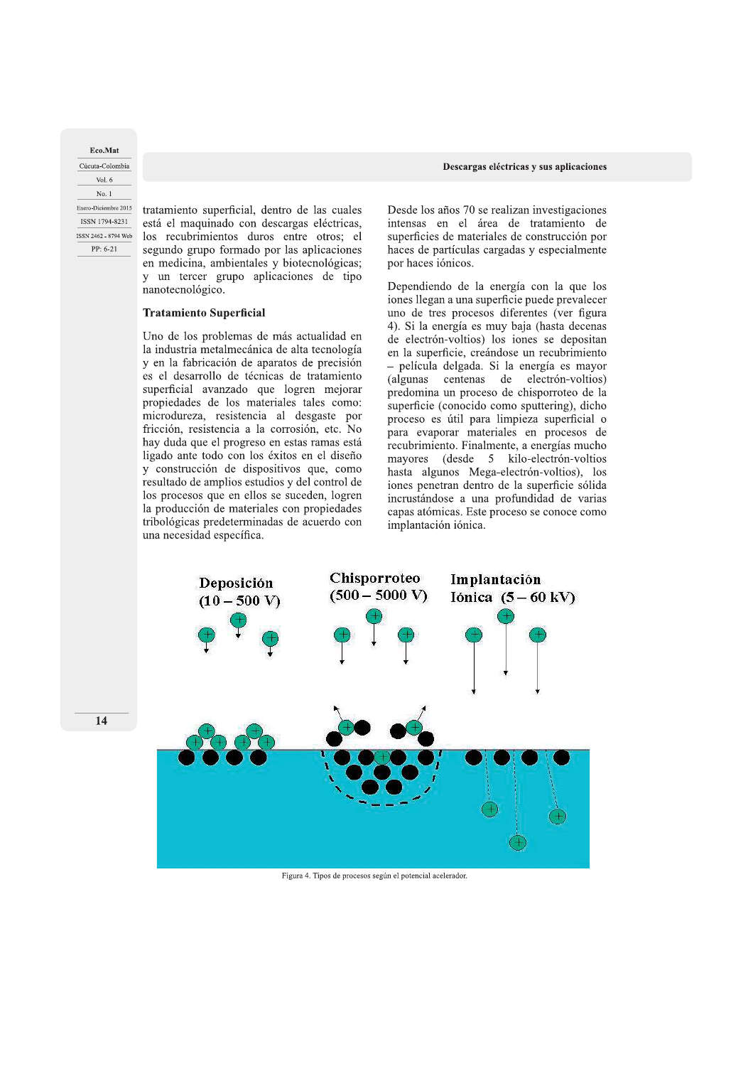tratamiento superficial, dentro de las cuales está el maquinado con descargas eléctricas, los recubrimientos duros entre otros; el segundo grupo formado por las aplicaciones en medicina, ambientales y biotecnológicas; y un tercer grupo aplicaciones de tipo nanotecnológico.

## Tratamiento Superficial

Uno de los problemas de más actualidad en la industria metalmecánica de alta tecnología y en la fabricación de aparatos de precisión es el desarrollo de técnicas de tratamiento superficial avanzado que logren mejorar propiedades de los materiales tales como: microdureza, resistencia al desgaste por fricción, resistencia a la corrosión, etc. No hay duda que el progreso en estas ramas está ligado ante todo con los éxitos en el diseño y construcción de dispositivos que, como resultado de amplios estudios y del control de los procesos que en ellos se suceden, logren la producción de materiales con propiedades tribológicas predeterminadas de acuerdo con una necesidad específica.

Desde los años 70 se realizan investigaciones intensas en el área de tratamiento de superficies de materiales de construcción por haces de partículas cargadas y especialmente por haces iónicos.

Dependiendo de la energía con la que los iones llegan a una superficie puede prevalecer uno de tres procesos diferentes (ver figura 4). Si la energía es muy baja (hasta decenas de electrón-voltios) los iones se depositan en la superficie, creándose un recubrimiento – película delgada. Si la energía es mayor (algunas centenas de electrón-voltios) predomina un proceso de chisporroteo de la superficie (conocido como sputtering), dicho proceso es útil para limpieza superficial o para evaporar materiales en procesos de recubrimiento. Finalmente, a energías mucho mayores (desde 5 kilo-electrón-voltios hasta algunos Mega-electrón-voltios), los iones penetran dentro de la superficie sólida incrustándose a una profundidad de varias capas atómicas. Este proceso se conoce como implantación iónica.

Deposición (10 – 500 V) | Chisporroteo (500 – 5000 V) | Implantación Iónica (5 – 60 kV)

Figura 4. Tipos de procesos según el potencial acelerador.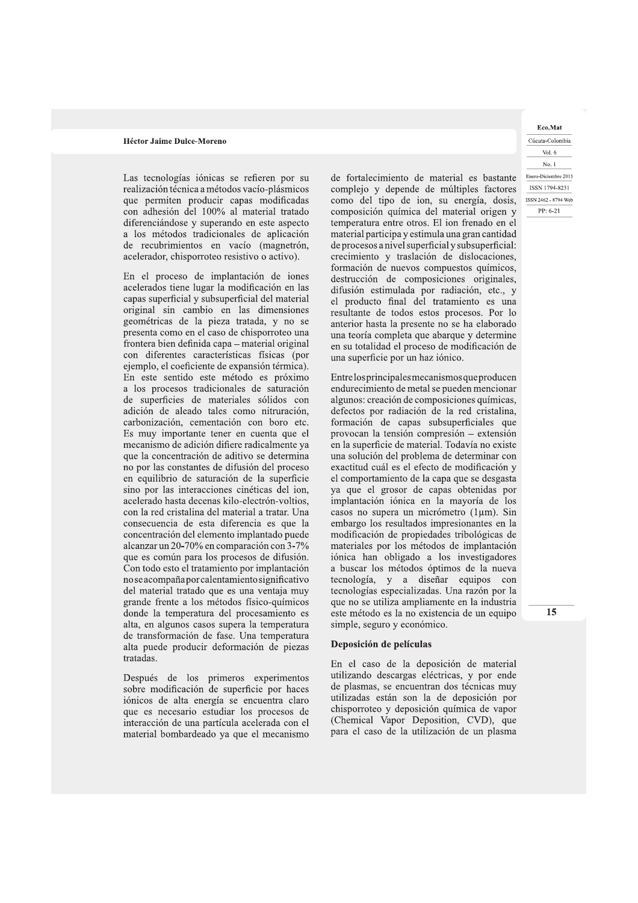Las tecnologías iónicas se refieren por su realización técnica a métodos vacío-plásmicos que permiten producir capas modificadas con adhesión del 100% al material tratado diferenciándose y superando en este aspecto a los métodos tradicionales de aplicación de recubrimientos en vacío (magnetrón, acelerador, chisporroteo resistivo o activo).

En el proceso de implantación de iones acelerados tiene lugar la modificación en las capas superficial y subsuperficial del material original sin cambio en las dimensiones geométricas de la pieza tratada, y no se presenta como en el caso de chisporroteo una frontera bien definida capa – material original con diferentes características físicas (por ejemplo, el coeficiente de expansión térmica). En este sentido este método es próximo a los procesos tradicionales de saturación de superficies de materiales sólidos con adición de aleado tales como nitruración, carbonización, cementación con boro etc. Es muy importante tener en cuenta que el mecanismo de adición difiere radicalmente ya que la concentración de aditivo se determina no por las constantes de difusión del proceso en equilibrio de saturación de la superficie sino por las interacciones cinéticas del ion, acelerado hasta decenas kilo-electrón-voltios, con la red cristalina del material a tratar. Una consecuencia de esta diferencia es que la concentración del elemento implantado puede alcanzar un 20-70% en comparación con 3-7% que es común para los procesos de difusión. Con todo esto el tratamiento por implantación no se acompaña por calentamiento significativo del material tratado que es una ventaja muy grande frente a los métodos físico-químicos donde la temperatura del procesamiento es alta, en algunos casos supera la temperatura de transformación de fase. Una temperatura alta puede producir deformación de piezas tratadas.

Después de los primeros experimentos sobre modificación de superficie por haces iónicos de alta energía se encuentra claro que es necesario estudiar los procesos de interacción de una partícula acelerada con el material bombardeado ya que el mecanismo de fortalecimiento de material es bastante complejo y depende de múltiples factores como del tipo de ion, su energía, dosis, composición química del material origen y temperatura entre otros. El ion frenado en el material participa y estimula una gran cantidad de procesos a nivel superficial y subsuperficial: crecimiento y traslación de dislocaciones, formación de nuevos compuestos químicos, destrucción de composiciones originales, difusión estimulada por radiación, etc., y el producto final del tratamiento es una resultante de todos estos procesos. Por lo anterior hasta la presente no se ha elaborado una teoría completa que abarque y determine en su totalidad el proceso de modificación de una superficie por un haz iónico.

Entre los principales mecanismos que producen endurecimiento de metal se pueden mencionar algunos: creación de composiciones químicas, defectos por radiación de la red cristalina, formación de capas subsuperficiales que provocan la tensión compresión – extensión en la superficie de material. Todavía no existe una solución del problema de determinar con exactitud cuál es el efecto de modificación y el comportamiento de la capa que se desgasta ya que el grosor de capas obtenidas por implantación iónica en la mayoría de los casos no supera un micrómetro (1µm). Sin embargo los resultados impresionantes en la modificación de propiedades tribológicas de materiales por los métodos de implantación iónica han obligado a los investigadores a buscar los métodos óptimos de la nueva tecnología, y a diseñar equipos con tecnologías especializadas. Una razón por la que no se utiliza ampliamente en la industria este método es la no existencia de un equipo simple, seguro y económico.

### Deposición de películas

En el caso de la deposición de material utilizando descargas eléctricas, y por ende de plasmas, se encuentran dos técnicas muy utilizadas están son la de deposición por chisporroteo y deposición química de vapor (Chemical Vapor Deposition, CVD), que para el caso de la utilización de un plasma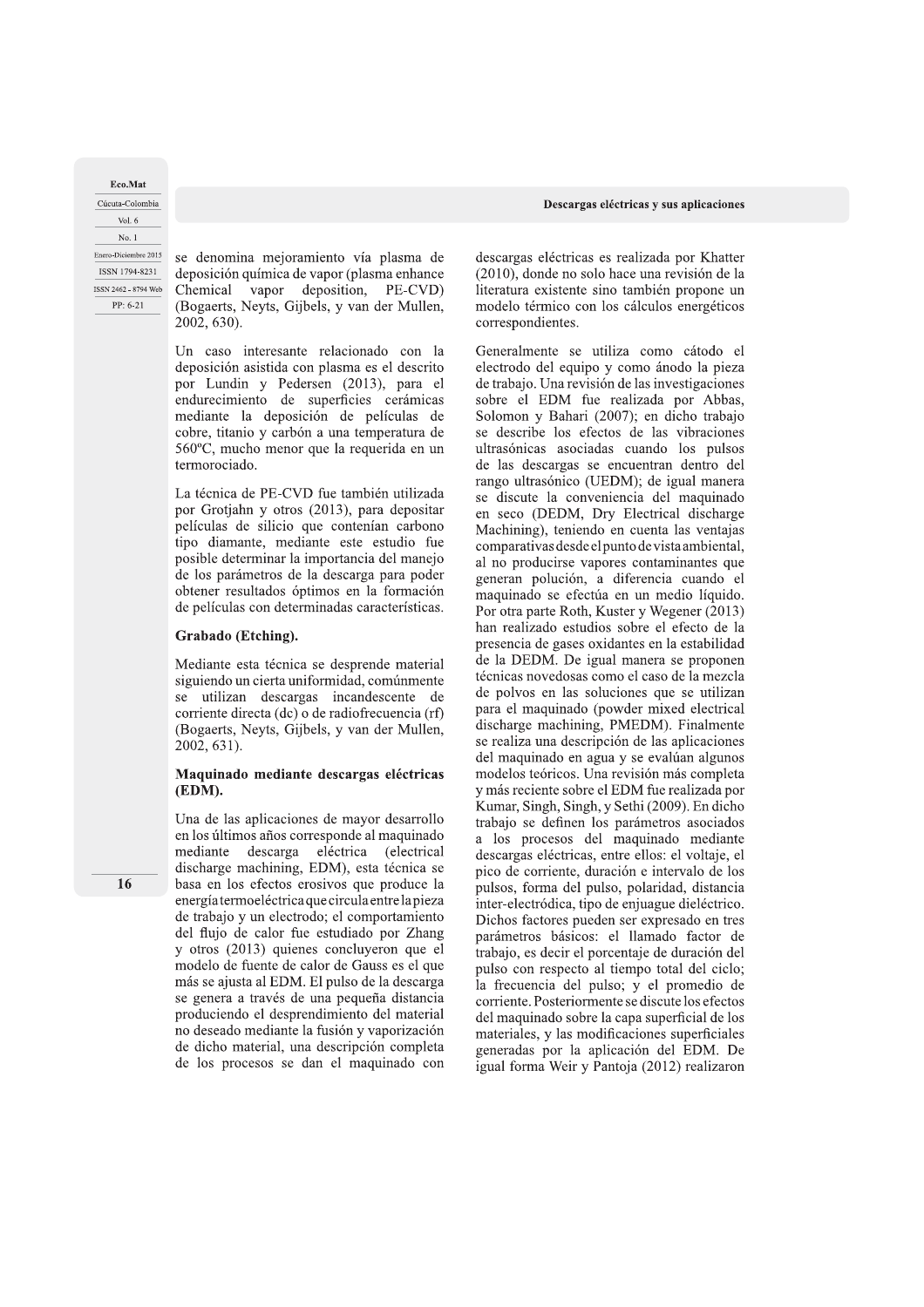se denomina mejoramiento vía plasma de deposición química de vapor (plasma enhance Chemical vapor deposition, PE-CVD) (Bogaerts, Neyts, Gijbels, y van der Mullen, 2002, 630).

Un caso interesante relacionado con la deposición asistida con plasma es el descrito por Lundin y Pedersen (2013), para el endurecimiento de superficies cerámicas mediante la deposición de películas de cobre, titanio y carbón a una temperatura de 560ºC, mucho menor que la requerida en un termorociado.

La técnica de PE-CVD fue también utilizada por Grotjahn y otros (2013), para depositar películas de silicio que contenían carbono tipo diamante, mediante este estudio fue posible determinar la importancia del manejo de los parámetros de la descarga para poder obtener resultados óptimos en la formación de películas con determinadas características.

### Grabado (Etching).

Mediante esta técnica se desprende material siguiendo un cierta uniformidad, comúnmente se utilizan descargas incandescente de corriente directa (dc) o de radiofrecuencia (rf) (Bogaerts, Neyts, Gijbels, y van der Mullen, 2002, 631).

### Maquinado mediante descargas eléctricas (EDM).

Una de las aplicaciones de mayor desarrollo en los últimos años corresponde al maquinado mediante descarga eléctrica (electrical discharge machining, EDM), esta técnica se basa en los efectos erosivos que produce la energía termoeléctrica que circula entre la pieza de trabajo y un electrodo; el comportamiento del flujo de calor fue estudiado por Zhang y otros (2013) quienes concluyeron que el modelo de fuente de calor de Gauss es el que más se ajusta al EDM. El pulso de la descarga se genera a través de una pequeña distancia produciendo el desprendimiento del material no deseado mediante la fusión y vaporización de dicho material, una descripción completa de los procesos se dan el maquinado con descargas eléctricas es realizada por Khatter (2010), donde no solo hace una revisión de la literatura existente sino también propone un modelo térmico con los cálculos energéticos correspondientes.

Generalmente se utiliza como cátodo el electrodo del equipo y como ánodo la pieza de trabajo. Una revisión de las investigaciones sobre el EDM fue realizada por Abbas, Solomon y Bahari (2007); en dicho trabajo se describe los efectos de las vibraciones ultrasónicas asociadas cuando los pulsos de las descargas se encuentran dentro del rango ultrasónico (UEDM); de igual manera se discute la conveniencia del maquinado en seco (DEDM, Dry Electrical discharge Machining), teniendo en cuenta las ventajas comparativas desde el punto de vista ambiental, al no producirse vapores contaminantes que generan polución, a diferencia cuando el maquinado se efectúa en un medio líquido. Por otra parte Roth, Kuster y Wegener (2013) han realizado estudios sobre el efecto de la presencia de gases oxidantes en la estabilidad de la DEDM. De igual manera se proponen técnicas novedosas como el caso de la mezcla de polvos en las soluciones que se utilizan para el maquinado (powder mixed electrical discharge machining, PMEDM). Finalmente se realiza una descripción de las aplicaciones del maquinado en agua y se evalúan algunos modelos teóricos. Una revisión más completa y más reciente sobre el EDM fue realizada por Kumar, Singh, Singh, y Sethi (2009). En dicho trabajo se definen los parámetros asociados a los procesos del maquinado mediante descargas eléctricas, entre ellos: el voltaje, el pico de corriente, duración e intervalo de los pulsos, forma del pulso, polaridad, distancia inter-electródica, tipo de enjuague dieléctrico. Dichos factores pueden ser expresado en tres parámetros básicos: el llamado factor de trabajo, es decir el porcentaje de duración del pulso con respecto al tiempo total del ciclo; la frecuencia del pulso; y el promedio de corriente. Posteriormente se discute los efectos del maquinado sobre la capa superficial de los materiales, y las modificaciones superficiales generadas por la aplicación del EDM. De igual forma Weir y Pantoja (2012) realizaron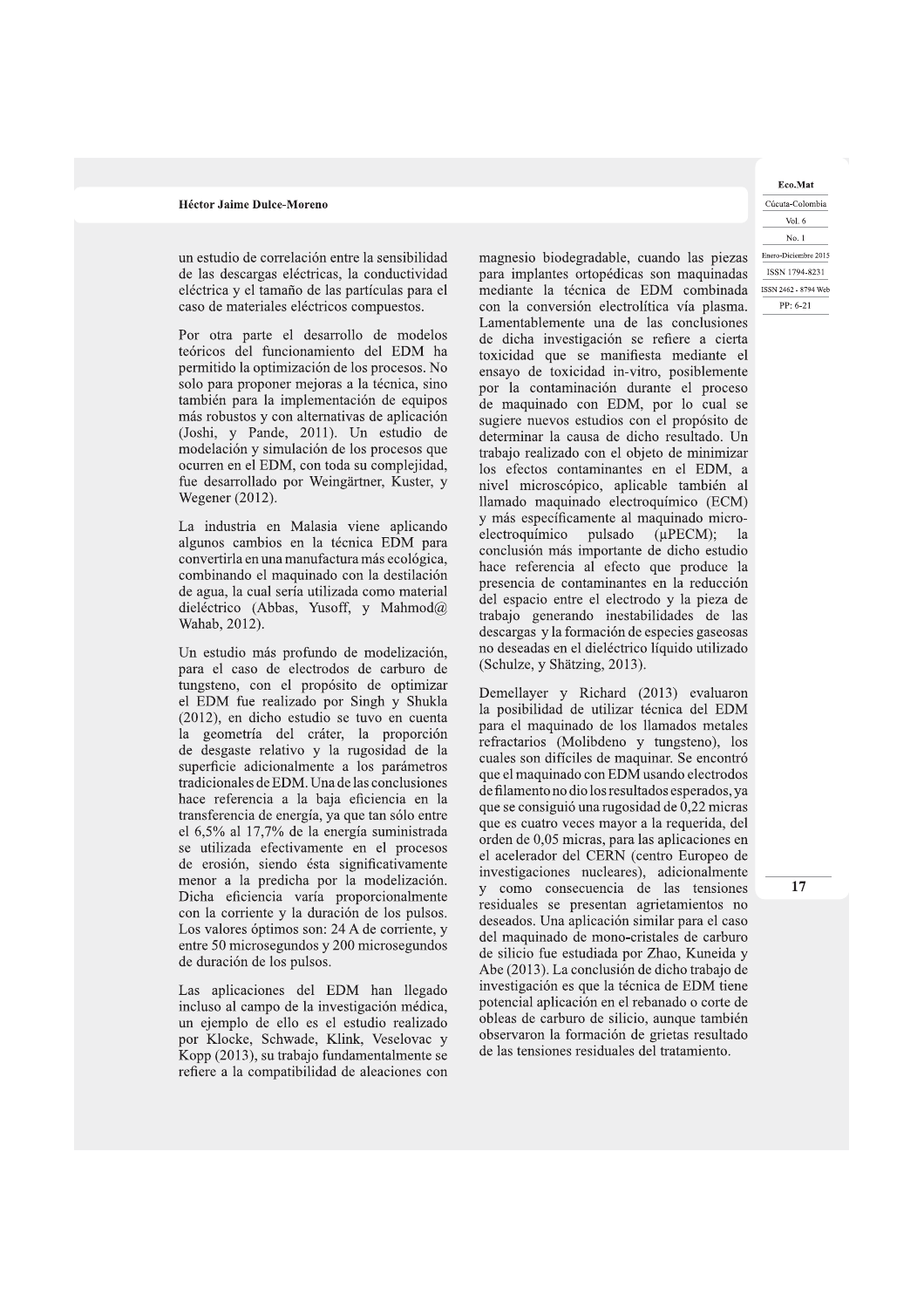un estudio de correlación entre la sensibilidad de las descargas eléctricas, la conductividad eléctrica y el tamaño de las partículas para el caso de materiales eléctricos compuestos.

Por otra parte el desarrollo de modelos teóricos del funcionamiento del EDM ha permitido la optimización de los procesos. No solo para proponer mejoras a la técnica, sino también para la implementación de equipos más robustos y con alternativas de aplicación (Joshi, y Pande, 2011). Un estudio de modelación y simulación de los procesos que ocurren en el EDM, con toda su complejidad, fue desarrollado por Weingärtner, Kuster, y Wegener (2012).

La industria en Malasia viene aplicando algunos cambios en la técnica EDM para convertirla en una manufactura más ecológica, combinando el maquinado con la destilación de agua, la cual sería utilizada como material dieléctrico (Abbas, Yusoff, y Mahmod@ Wahab, 2012).

Un estudio más profundo de modelización, para el caso de electrodos de carburo de tungsteno, con el propósito de optimizar el EDM fue realizado por Singh y Shukla (2012), en dicho estudio se tuvo en cuenta la geometría del cráter, la proporción de desgaste relativo y la rugosidad de la superficie adicionalmente a los parámetros tradicionales de EDM. Una de las conclusiones hace referencia a la baja eficiencia en la transferencia de energía, ya que tan sólo entre el 6,5% al 17,7% de la energía suministrada se utilizada efectivamente en el procesos de erosión, siendo ésta significativamente menor a la predicha por la modelización. Dicha eficiencia varía proporcionalmente con la corriente y la duración de los pulsos. Los valores óptimos son: 24 A de corriente, y entre 50 microsegundos y 200 microsegundos de duración de los pulsos.

Las aplicaciones del EDM han llegado incluso al campo de la investigación médica, un ejemplo de ello es el estudio realizado por Klocke, Schwade, Klink, Veselovac y Kopp (2013), su trabajo fundamentalmente se refiere a la compatibilidad de aleaciones con magnesio biodegradable, cuando las piezas para implantes ortopédicas son maquinadas mediante la técnica de EDM combinada con la conversión electrolítica vía plasma. Lamentablemente una de las conclusiones de dicha investigación se refiere a cierta toxicidad que se manifiesta mediante el ensayo de toxicidad in-vitro, posiblemente por la contaminación durante el proceso de maquinado con EDM, por lo cual se sugiere nuevos estudios con el propósito de determinar la causa de dicho resultado. Un trabajo realizado con el objeto de minimizar los efectos contaminantes en el EDM, a nivel microscópico, aplicable también al llamado maquinado electroquímico (ECM) y más específicamente al maquinado micro-electroquímico pulsado (μPECM); la conclusión más importante de dicho estudio hace referencia al efecto que produce la presencia de contaminantes en la reducción del espacio entre el electrodo y la pieza de trabajo generando inestabilidades de las descargas y la formación de especies gaseosas no deseadas en el dieléctrico líquido utilizado (Schulze, y Shätzing, 2013).

Demellayer y Richard (2013) evaluaron la posibilidad de utilizar técnica del EDM para el maquinado de los llamados metales refractarios (Molibdeno y tungsteno), los cuales son difíciles de maquinar. Se encontró que el maquinado con EDM usando electrodos de filamento no dio los resultados esperados, ya que se consiguió una rugosidad de 0,22 micras que es cuatro veces mayor a la requerida, del orden de 0,05 micras, para las aplicaciones en el acelerador del CERN (centro Europeo de investigaciones nucleares), adicionalmente y como consecuencia de las tensiones residuales se presentan agrietamientos no deseados. Una aplicación similar para el caso del maquinado de mono-cristales de carburo de silicio fue estudiada por Zhao, Kuneida y Abe (2013). La conclusión de dicho trabajo de investigación es que la técnica de EDM tiene potencial aplicación en el rebanado o corte de obleas de carburo de silicio, aunque también observaron la formación de grietas resultado de las tensiones residuales del tratamiento.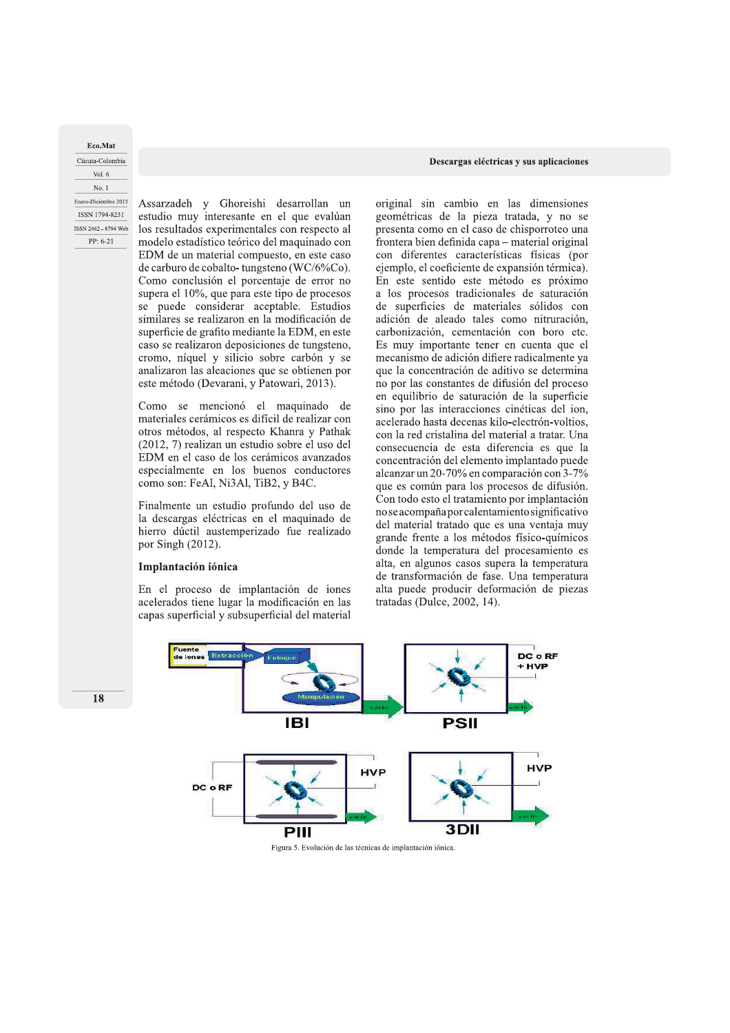Assarzadeh y Ghoreishi desarrollan un estudio muy interesante en el que evalúan los resultados experimentales con respecto al modelo estadístico teórico del maquinado con EDM de un material compuesto, en este caso de carburo de cobalto- tungsteno (WC/6%Co). Como conclusión el porcentaje de error no supera el 10%, que para este tipo de procesos se puede considerar aceptable. Estudios similares se realizaron en la modificación de superficie de grafito mediante la EDM, en este caso se realizaron deposiciones de tungsteno, cromo, níquel y silicio sobre carbón y se analizaron las aleaciones que se obtienen por este método (Devarani, y Patowari, 2013).

Como se mencionó el maquinado de materiales cerámicos es difícil de realizar con otros métodos, al respecto Khanra y Pathak (2012, 7) realizan un estudio sobre el uso del EDM en el caso de los cerámicos avanzados especialmente en los buenos conductores como son: FeAl, Ni3Al, TiB2, y B4C.

Finalmente un estudio profundo del uso de la descargas eléctricas en el maquinado de hierro dúctil austemperizado fue realizado por Singh (2012).

## Implantación iónica

En el proceso de implantación de iones acelerados tiene lugar la modificación en las capas superficial y subsuperficial del material original sin cambio en las dimensiones geométricas de la pieza tratada, y no se presenta como en el caso de chisporroteo una frontera bien definida capa – material original con diferentes características físicas (por ejemplo, el coeficiente de expansión térmica). En este sentido este método es próximo a los procesos tradicionales de saturación de superficies de materiales sólidos con adición de aleado tales como nitruración, carbonización, cementación con boro etc. Es muy importante tener en cuenta que el mecanismo de adición difiere radicalmente ya que la concentración de aditivo se determina no por las constantes de difusión del proceso en equilibrio de saturación de la superficie sino por las interacciones cinéticas del ion, acelerado hasta decenas kilo-electrón-voltios, con la red cristalina del material a tratar. Una consecuencia de esta diferencia es que la concentración del elemento implantado puede alcanzar un 20-70% en comparación con 3-7% que es común para los procesos de difusión. Con todo esto el tratamiento por implantación no se acompaña por calentamiento significativo del material tratado que es una ventaja muy grande frente a los métodos físico-químicos donde la temperatura del procesamiento es alta, en algunos casos supera la temperatura de transformación de fase. Una temperatura alta puede producir deformación de piezas tratadas (Dulce, 2002, 14).

Figura 5. Evolución de las técnicas de implantación iónica.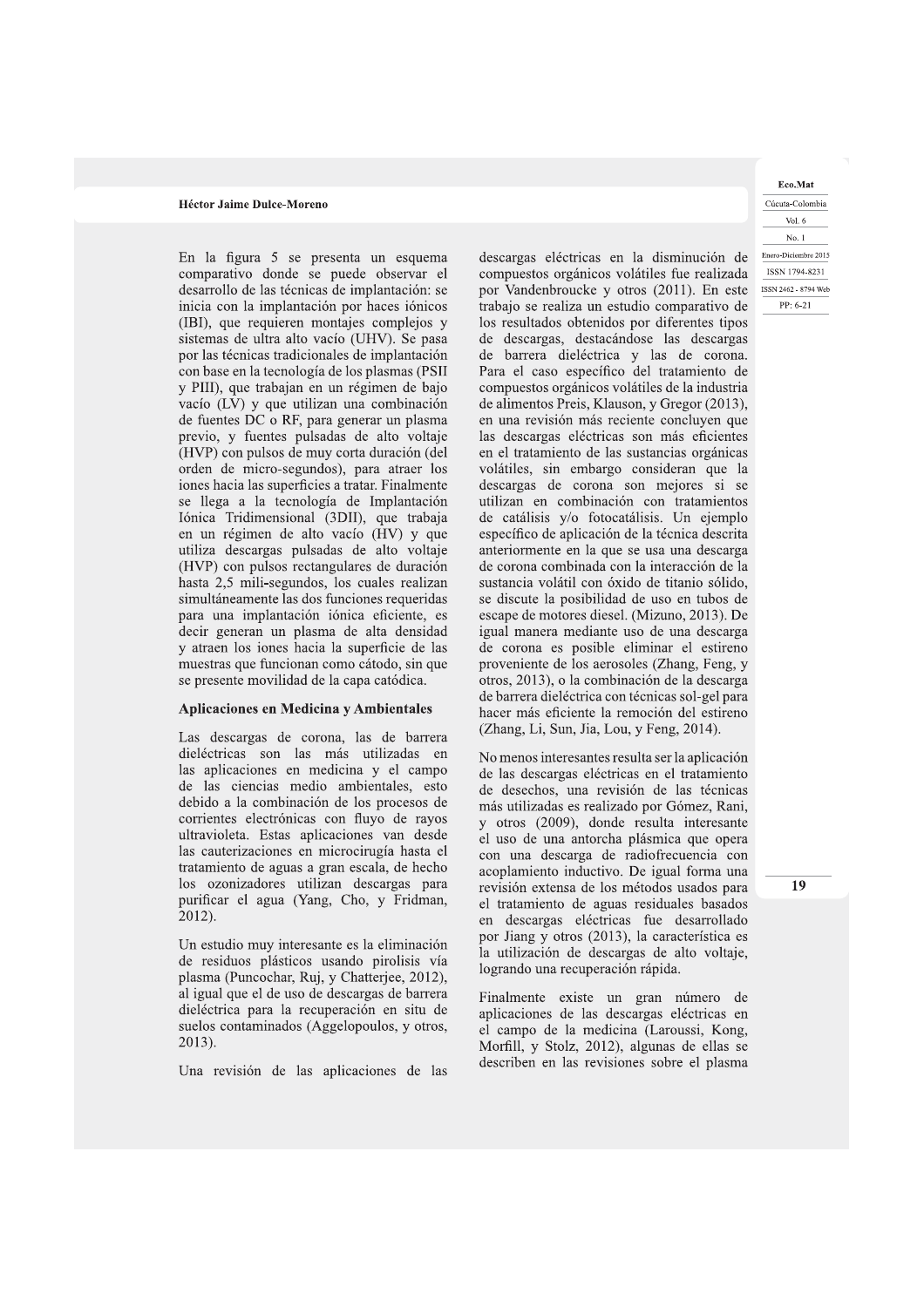En la figura 5 se presenta un esquema comparativo donde se puede observar el desarrollo de las técnicas de implantación: se inicia con la implantación por haces iónicos (IBI), que requieren montajes complejos y sistemas de ultra alto vacío (UHV). Se pasa por las técnicas tradicionales de implantación con base en la tecnología de los plasmas (PSII y PIII), que trabajan en un régimen de bajo vacío (LV) y que utilizan una combinación de fuentes DC o RF, para generar un plasma previo, y fuentes pulsadas de alto voltaje (HVP) con pulsos de muy corta duración (del orden de micro-segundos), para atraer los iones hacia las superficies a tratar. Finalmente se llega a la tecnología de Implantación Iónica Tridimensional (3DII), que trabaja en un régimen de alto vacío (HV) y que utiliza descargas pulsadas de alto voltaje (HVP) con pulsos rectangulares de duración hasta 2,5 mili-segundos, los cuales realizan simultáneamente las dos funciones requeridas para una implantación iónica eficiente, es decir generan un plasma de alta densidad y atraen los iones hacia la superficie de las muestras que funcionan como cátodo, sin que se presente movilidad de la capa catódica.

## Aplicaciones en Medicina y Ambientales

Las descargas de corona, las de barrera dieléctricas son las más utilizadas en las aplicaciones en medicina y el campo de las ciencias medio ambientales, esto debido a la combinación de los procesos de corrientes electrónicas con fluyo de rayos ultravioleta. Estas aplicaciones van desde las cauterizaciones en microcirugía hasta el tratamiento de aguas a gran escala, de hecho los ozonizadores utilizan descargas para purificar el agua (Yang, Cho, y Fridman, 2012).

Un estudio muy interesante es la eliminación de residuos plásticos usando pirolisis vía plasma (Puncochar, Ruj, y Chatterjee, 2012), al igual que el de uso de descargas de barrera dieléctrica para la recuperación en situ de suelos contaminados (Aggelopoulos, y otros, 2013).

Una revisión de las aplicaciones de las descargas eléctricas en la disminución de compuestos orgánicos volátiles fue realizada por Vandenbroucke y otros (2011). En este trabajo se realiza un estudio comparativo de los resultados obtenidos por diferentes tipos de descargas, destacándose las descargas de barrera dieléctrica y las de corona. Para el caso específico del tratamiento de compuestos orgánicos volátiles de la industria de alimentos Preis, Klauson, y Gregor (2013), en una revisión más reciente concluyen que las descargas eléctricas son más eficientes en el tratamiento de las sustancias orgánicas volátiles, sin embargo consideran que la descargas de corona son mejores si se utilizan en combinación con tratamientos de catálisis y/o fotocatálisis. Un ejemplo específico de aplicación de la técnica descrita anteriormente en la que se usa una descarga de corona combinada con la interacción de la sustancia volátil con óxido de titanio sólido, se discute la posibilidad de uso en tubos de escape de motores diesel. (Mizuno, 2013). De igual manera mediante uso de una descarga de corona es posible eliminar el estireno proveniente de los aerosoles (Zhang, Feng, y otros, 2013), o la combinación de la descarga de barrera dieléctrica con técnicas sol-gel para hacer más eficiente la remoción del estireno (Zhang, Li, Sun, Jia, Lou, y Feng, 2014).

No menos interesantes resulta ser la aplicación de las descargas eléctricas en el tratamiento de desechos, una revisión de las técnicas más utilizadas es realizado por Gómez, Rani, y otros (2009), donde resulta interesante el uso de una antorcha plásmica que opera con una descarga de radiofrecuencia con acoplamiento inductivo. De igual forma una revisión extensa de los métodos usados para el tratamiento de aguas residuales basados en descargas eléctricas fue desarrollado por Jiang y otros (2013), la característica es la utilización de descargas de alto voltaje, logrando una recuperación rápida.

Finalmente existe un gran número de aplicaciones de las descargas eléctricas en el campo de la medicina (Laroussi, Kong, Morfill, y Stolz, 2012), algunas de ellas se describen en las revisiones sobre el plasma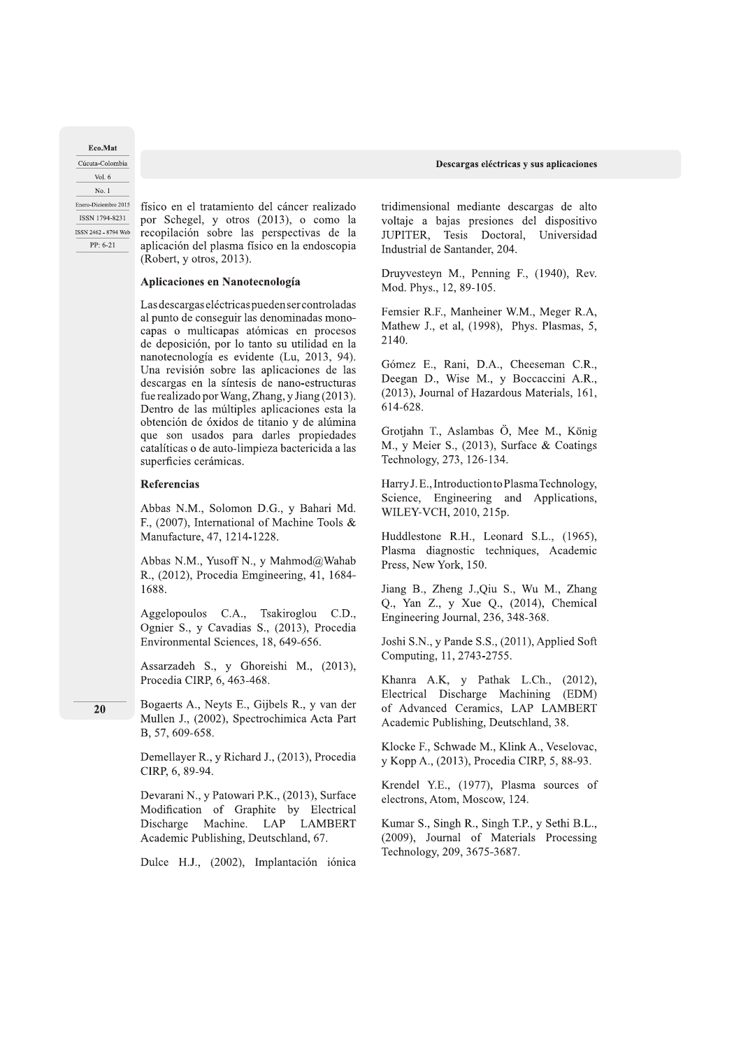físico en el tratamiento del cáncer realizado por Schegel, y otros (2013), o como la recopilación sobre las perspectivas de la aplicación del plasma físico en la endoscopia (Robert, y otros, 2013).

## Aplicaciones en Nanotecnología

Las descargas eléctricas pueden ser controladas al punto de conseguir las denominadas mono-capas o multicapas atómicas en procesos de deposición, por lo tanto su utilidad en la nanotecnología es evidente (Lu, 2013, 94). Una revisión sobre las aplicaciones de las descargas en la síntesis de nano-estructuras fue realizado por Wang, Zhang, y Jiang (2013). Dentro de las múltiples aplicaciones esta la obtención de óxidos de titanio y de alúmina que son usados para darles propiedades catalíticas o de auto-limpieza bactericida a las superficies cerámicas.

## Referencias

Abbas N.M., Solomon D.G., y Bahari Md. F., (2007), International of Machine Tools & Manufacture, 47, 1214-1228.

Abbas N.M., Yusoff N., y Mahmod@Wahab R., (2012), Procedia Emgineering, 41, 1684-1688.

Aggelopoulos C.A., Tsakiroglou C.D., Ognier S., y Cavadias S., (2013), Procedia Environmental Sciences, 18, 649-656.

Assarzadeh S., y Ghoreishi M., (2013), Procedia CIRP, 6, 463-468.

Bogaerts A., Neyts E., Gijbels R., y van der Mullen J., (2002), Spectrochimica Acta Part B, 57, 609-658.

Demellayer R., y Richard J., (2013), Procedia CIRP, 6, 89-94.

Devarani N., y Patowari P.K., (2013), Surface Modification of Graphite by Electrical Discharge Machine. LAP LAMBERT Academic Publishing, Deutschland, 67.

Dulce H.J., (2002), Implantación iónica tridimensional mediante descargas de alto voltaje a bajas presiones del dispositivo JUPITER, Tesis Doctoral, Universidad Industrial de Santander, 204.

Druyvesteyn M., Penning F., (1940), Rev. Mod. Phys., 12, 89-105.

Femsier R.F., Manheiner W.M., Meger R.A, Mathew J., et al, (1998), Phys. Plasmas, 5, 2140.

Gómez E., Rani, D.A., Cheeseman C.R., Deegan D., Wise M., y Boccaccini A.R., (2013), Journal of Hazardous Materials, 161, 614-628.

Grotjahn T., Aslambas Ö, Mee M., König M., y Meier S., (2013), Surface & Coatings Technology, 273, 126-134.

Harry J. E., Introduction to Plasma Technology, Science, Engineering and Applications, WILEY-VCH, 2010, 215p.

Huddlestone R.H., Leonard S.L., (1965), Plasma diagnostic techniques, Academic Press, New York, 150.

Jiang B., Zheng J.,Qiu S., Wu M., Zhang Q., Yan Z., y Xue Q., (2014), Chemical Engineering Journal, 236, 348-368.

Joshi S.N., y Pande S.S., (2011), Applied Soft Computing, 11, 2743-2755.

Khanra A.K, y Pathak L.Ch., (2012), Electrical Discharge Machining (EDM) of Advanced Ceramics, LAP LAMBERT Academic Publishing, Deutschland, 38.

Klocke F., Schwade M., Klink A., Veselovac, y Kopp A., (2013), Procedia CIRP, 5, 88-93.

Krendel Y.E., (1977), Plasma sources of electrons, Atom, Moscow, 124.

Kumar S., Singh R., Singh T.P., y Sethi B.L., (2009), Journal of Materials Processing Technology, 209, 3675-3687.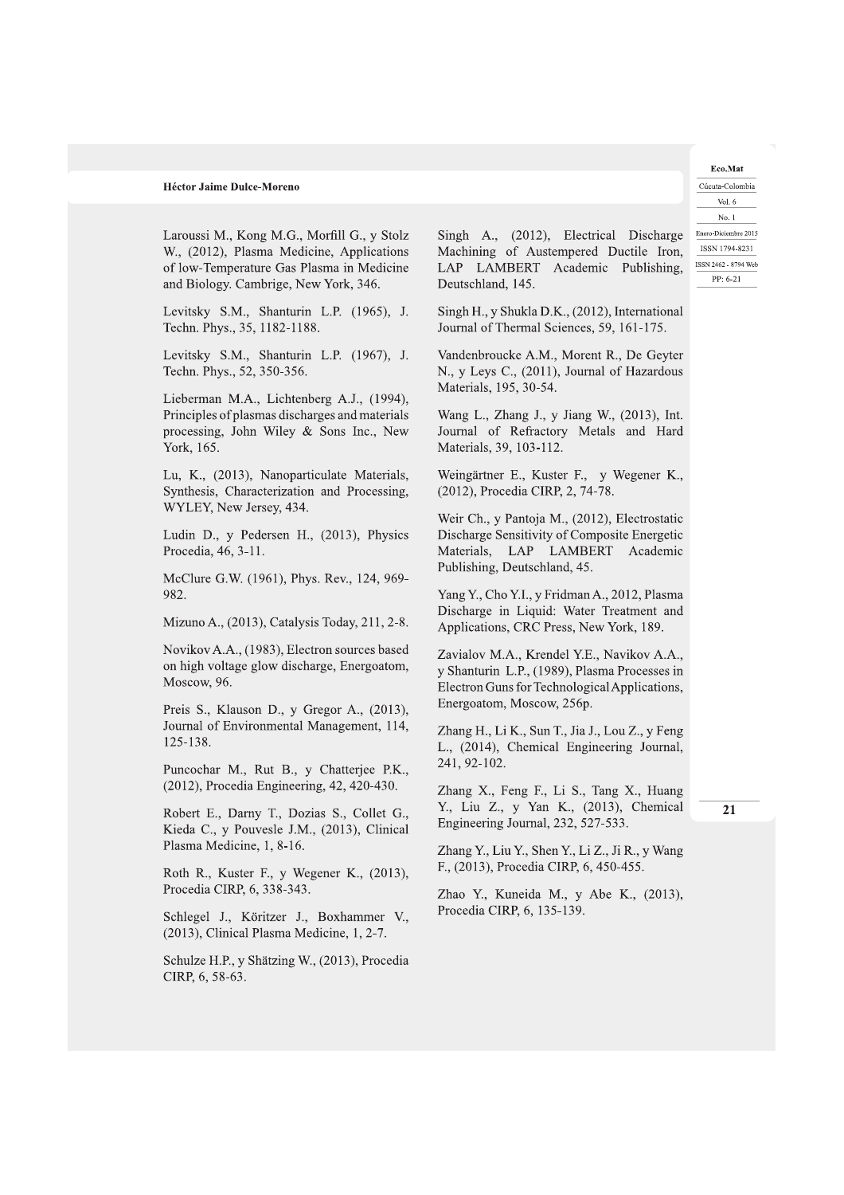Laroussi M., Kong M.G., Morfill G., y Stolz W., (2012), Plasma Medicine, Applications of low-Temperature Gas Plasma in Medicine and Biology. Cambrige, New York, 346.

Levitsky S.M., Shanturin L.P. (1965), J. Techn. Phys., 35, 1182-1188.

Levitsky S.M., Shanturin L.P. (1967), J. Techn. Phys., 52, 350-356.

Lieberman M.A., Lichtenberg A.J., (1994), Principles of plasmas discharges and materials processing, John Wiley & Sons Inc., New York, 165.

Lu, K., (2013), Nanoparticulate Materials, Synthesis, Characterization and Processing, WYLEY, New Jersey, 434.

Ludin D., y Pedersen H., (2013), Physics Procedia, 46, 3-11.

McClure G.W. (1961), Phys. Rev., 124, 969-982.

Mizuno A., (2013), Catalysis Today, 211, 2-8.

Novikov A.A., (1983), Electron sources based on high voltage glow discharge, Energoatom, Moscow, 96.

Preis S., Klauson D., y Gregor A., (2013), Journal of Environmental Management, 114, 125-138.

Puncochar M., Rut B., y Chatterjee P.K., (2012), Procedia Engineering, 42, 420-430.

Robert E., Darny T., Dozias S., Collet G., Kieda C., y Pouvesle J.M., (2013), Clinical Plasma Medicine, 1, 8-16.

Roth R., Kuster F., y Wegener K., (2013), Procedia CIRP, 6, 338-343.

Schlegel J., Köritzer J., Boxhammer V., (2013), Clinical Plasma Medicine, 1, 2-7.

Schulze H.P., y Shätzing W., (2013), Procedia CIRP, 6, 58-63.

Singh A., (2012), Electrical Discharge Machining of Austempered Ductile Iron, LAP LAMBERT Academic Publishing, Deutschland, 145.

Singh H., y Shukla D.K., (2012), International Journal of Thermal Sciences, 59, 161-175.

Vandenbroucke A.M., Morent R., De Geyter N., y Leys C., (2011), Journal of Hazardous Materials, 195, 30-54.

Wang L., Zhang J., y Jiang W., (2013), Int. Journal of Refractory Metals and Hard Materials, 39, 103-112.

Weingärtner E., Kuster F., y Wegener K., (2012), Procedia CIRP, 2, 74-78.

Weir Ch., y Pantoja M., (2012), Electrostatic Discharge Sensitivity of Composite Energetic Materials, LAP LAMBERT Academic Publishing, Deutschland, 45.

Yang Y., Cho Y.I., y Fridman A., 2012, Plasma Discharge in Liquid: Water Treatment and Applications, CRC Press, New York, 189.

Zavialov M.A., Krendel Y.E., Navikov A.A., y Shanturin L.P., (1989), Plasma Processes in Electron Guns for Technological Applications, Energoatom, Moscow, 256p.

Zhang H., Li K., Sun T., Jia J., Lou Z., y Feng L., (2014), Chemical Engineering Journal, 241, 92-102.

Zhang X., Feng F., Li S., Tang X., Huang Y., Liu Z., y Yan K., (2013), Chemical Engineering Journal, 232, 527-533.

Zhang Y., Liu Y., Shen Y., Li Z., Ji R., y Wang F., (2013), Procedia CIRP, 6, 450-455.

Zhao Y., Kuneida M., y Abe K., (2013), Procedia CIRP, 6, 135-139.